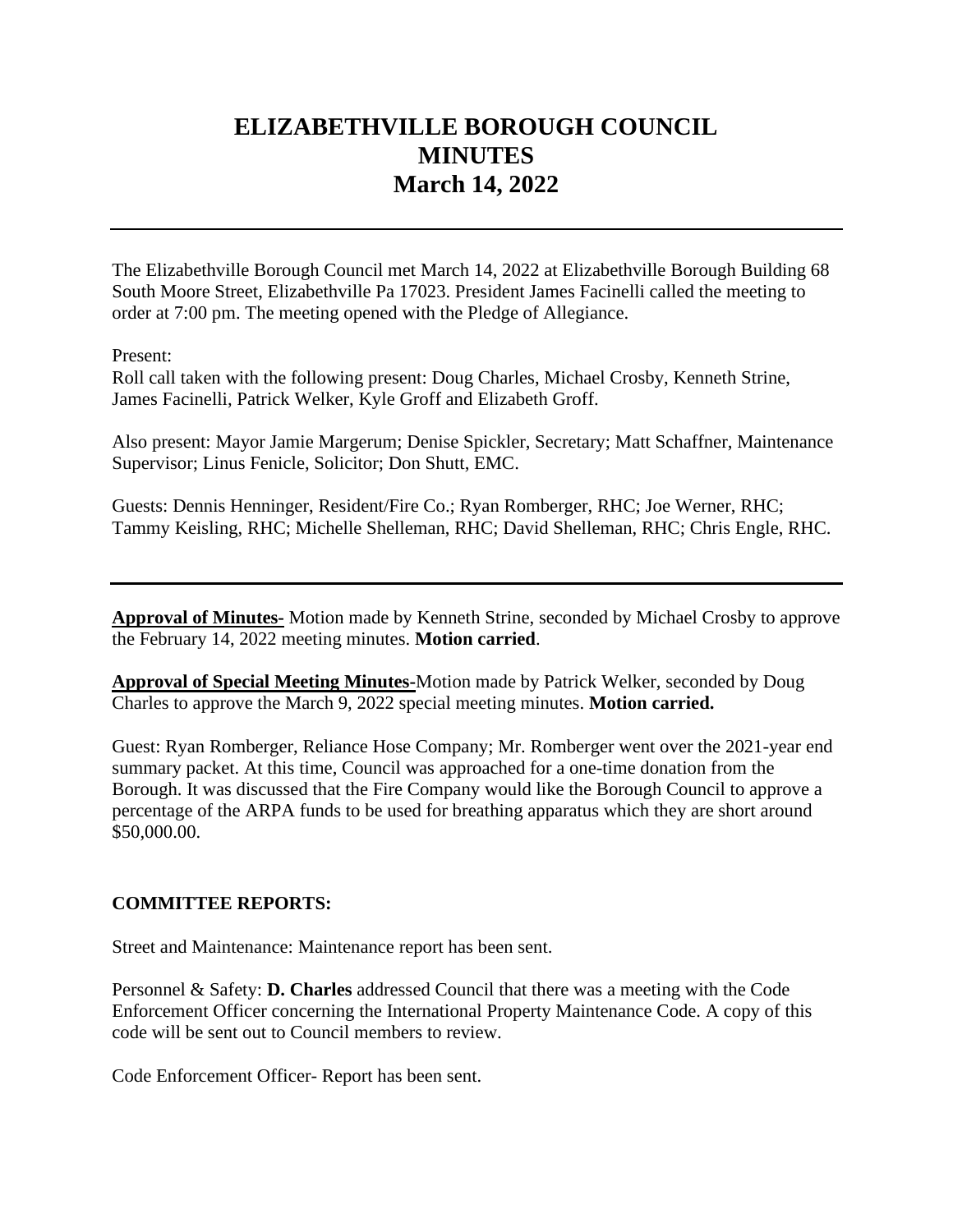# ELIZABETHVILLE BOROUGH COUNCIL MINUTES March 14, 2022

---

The Elizabethville Borough Council met March 14, 2022 at Elizabethville Borough Building 68 South Moore Street, Elizabethville Pa 17023. President James Facinelli called the meeting to order at 7:00 pm. The meeting opened with the Pledge of Allegiance.

Present:
Roll call taken with the following present: Doug Charles, Michael Crosby, Kenneth Strine, James Facinelli, Patrick Welker, Kyle Groff and Elizabeth Groff.

Also present: Mayor Jamie Margerum; Denise Spickler, Secretary; Matt Schaffner, Maintenance Supervisor; Linus Fenicle, Solicitor; Don Shutt, EMC.

Guests: Dennis Henninger, Resident/Fire Co.; Ryan Romberger, RHC; Joe Werner, RHC; Tammy Keisling, RHC; Michelle Shelleman, RHC; David Shelleman, RHC; Chris Engle, RHC.

---

**Approval of Minutes-** Motion made by Kenneth Strine, seconded by Michael Crosby to approve the February 14, 2022 meeting minutes. **Motion carried**.

**Approval of Special Meeting Minutes**-Motion made by Patrick Welker, seconded by Doug Charles to approve the March 9, 2022 special meeting minutes. **Motion carried.**

Guest: Ryan Romberger, Reliance Hose Company; Mr. Romberger went over the 2021-year end summary packet. At this time, Council was approached for a one-time donation from the Borough. It was discussed that the Fire Company would like the Borough Council to approve a percentage of the ARPA funds to be used for breathing apparatus which they are short around $50,000.00.

### COMMITTEE REPORTS:

Street and Maintenance: Maintenance report has been sent.

Personnel & Safety: **D. Charles** addressed Council that there was a meeting with the Code Enforcement Officer concerning the International Property Maintenance Code. A copy of this code will be sent out to Council members to review.

Code Enforcement Officer- Report has been sent.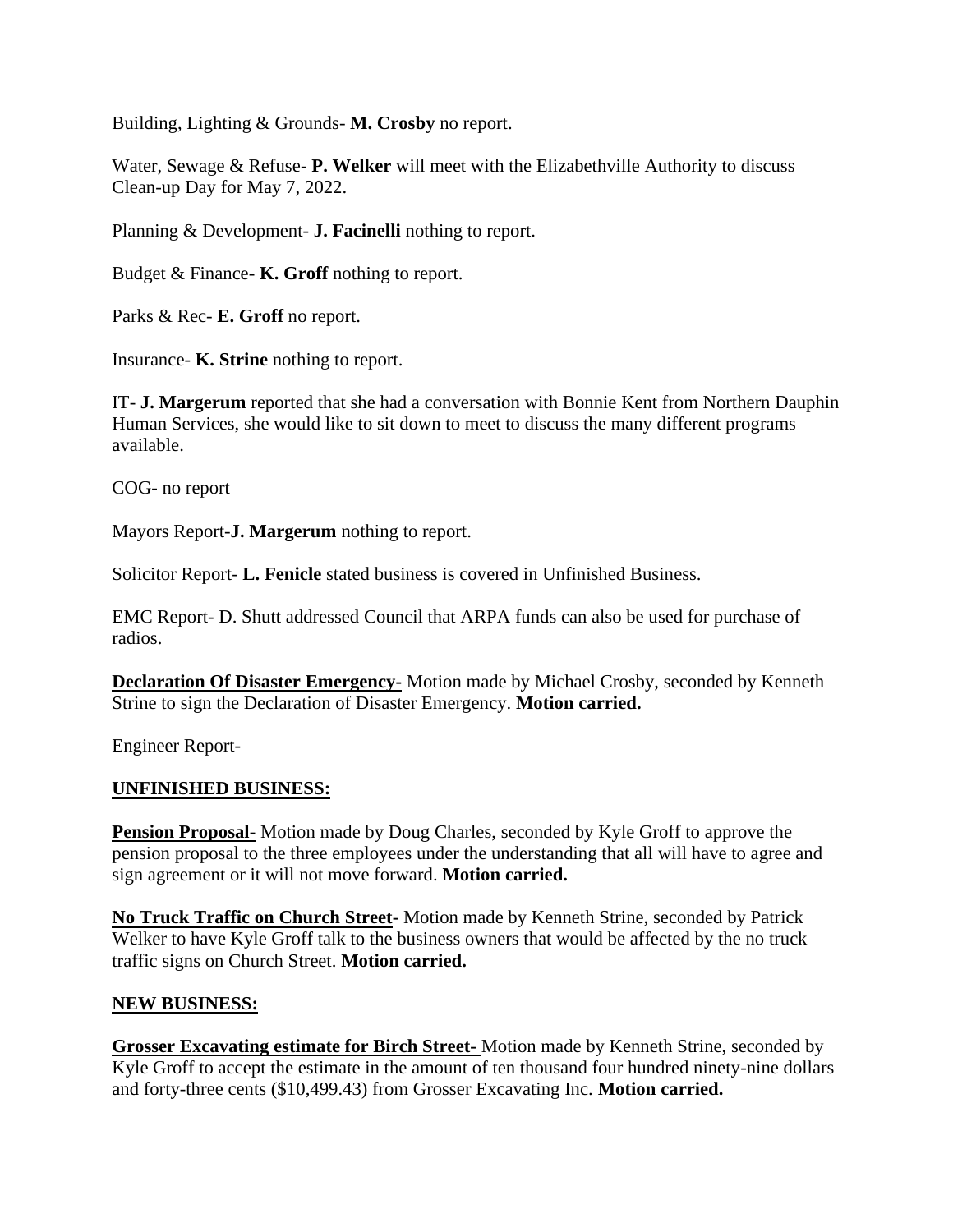Building, Lighting & Grounds- **M. Crosby** no report.

Water, Sewage & Refuse- **P. Welker** will meet with the Elizabethville Authority to discuss Clean-up Day for May 7, 2022.

Planning & Development- **J. Facinelli** nothing to report.

Budget & Finance- **K. Groff** nothing to report.

Parks & Rec- **E. Groff** no report.

Insurance- **K. Strine** nothing to report.

IT- **J. Margerum** reported that she had a conversation with Bonnie Kent from Northern Dauphin Human Services, she would like to sit down to meet to discuss the many different programs available.

COG- no report

Mayors Report-**J. Margerum** nothing to report.

Solicitor Report- **L. Fenicle** stated business is covered in Unfinished Business.

EMC Report- D. Shutt addressed Council that ARPA funds can also be used for purchase of radios.

**Declaration Of Disaster Emergency-** Motion made by Michael Crosby, seconded by Kenneth Strine to sign the Declaration of Disaster Emergency. **Motion carried.**

Engineer Report-

**UNFINISHED BUSINESS:**

**Pension Proposal-** Motion made by Doug Charles, seconded by Kyle Groff to approve the pension proposal to the three employees under the understanding that all will have to agree and sign agreement or it will not move forward. **Motion carried.**

**No Truck Traffic on Church Street-** Motion made by Kenneth Strine, seconded by Patrick Welker to have Kyle Groff talk to the business owners that would be affected by the no truck traffic signs on Church Street. **Motion carried.**

**NEW BUSINESS:**

**Grosser Excavating estimate for Birch Street-** Motion made by Kenneth Strine, seconded by Kyle Groff to accept the estimate in the amount of ten thousand four hundred ninety-nine dollars and forty-three cents ($10,499.43) from Grosser Excavating Inc. **Motion carried.**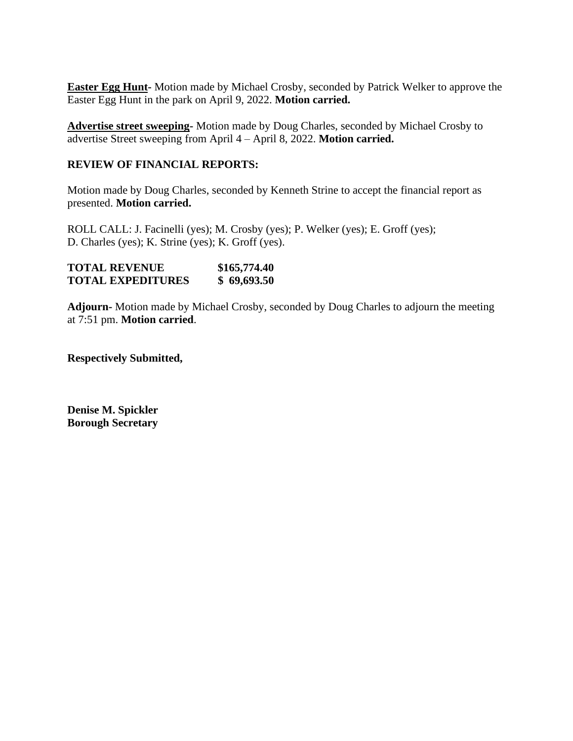**Easter Egg Hunt-** Motion made by Michael Crosby, seconded by Patrick Welker to approve the Easter Egg Hunt in the park on April 9, 2022. **Motion carried.**

**Advertise street sweeping-** Motion made by Doug Charles, seconded by Michael Crosby to advertise Street sweeping from April 4 – April 8, 2022. **Motion carried.**

**REVIEW OF FINANCIAL REPORTS:**

Motion made by Doug Charles, seconded by Kenneth Strine to accept the financial report as presented. **Motion carried.**

ROLL CALL: J. Facinelli (yes); M. Crosby (yes); P. Welker (yes); E. Groff (yes); D. Charles (yes); K. Strine (yes); K. Groff (yes).

| | |
|---|---|
| **TOTAL REVENUE** | **$165,774.40** |
| **TOTAL EXPEDITURES** | **$ 69,693.50** |

**Adjourn-** Motion made by Michael Crosby, seconded by Doug Charles to adjourn the meeting at 7:51 pm. **Motion carried**.

**Respectively Submitted,**

**Denise M. Spickler**
**Borough Secretary**